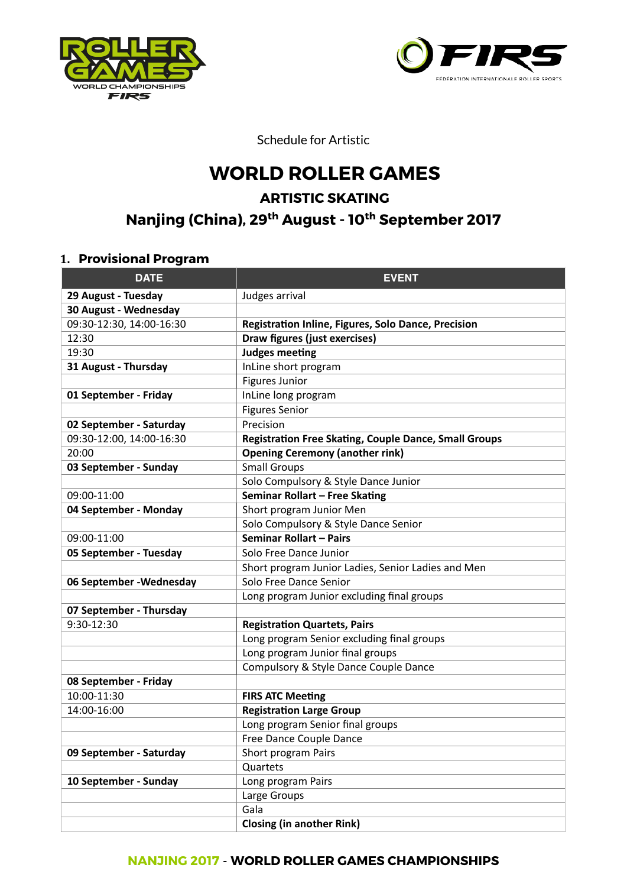Schedule for Artistic

# WORLD ROLLER GAMES

## ARTISTIC SKATING

## Nanjing (China), 29th August - 10th September 2017

### 1. Provisional Program

| DATE | EVENT |
| --- | --- |
| **29 August - Tuesday** | Judges arrival |
| **30 August - Wednesday** | |
| 09:30-12:30, 14:00-16:30 | **Registration Inline, Figures, Solo Dance, Precision** |
| 12:30 | **Draw figures (just exercises)** |
| 19:30 | **Judges meeting** |
| **31 August - Thursday** | InLine short program |
| | Figures Junior |
| **01 September - Friday** | InLine long program |
| | Figures Senior |
| **02 September - Saturday** | Precision |
| 09:30-12:00, 14:00-16:30 | **Registration Free Skating, Couple Dance, Small Groups** |
| 20:00 | **Opening Ceremony (another rink)** |
| **03 September - Sunday** | Small Groups |
| | Solo Compulsory & Style Dance Junior |
| 09:00-11:00 | **Seminar Rollart – Free Skating** |
| **04 September - Monday** | Short program Junior Men |
| | Solo Compulsory & Style Dance Senior |
| 09:00-11:00 | **Seminar Rollart – Pairs** |
| **05 September - Tuesday** | Solo Free Dance Junior |
| | Short program Junior Ladies, Senior Ladies and Men |
| **06 September -Wednesday** | Solo Free Dance Senior |
| | Long program Junior excluding final groups |
| **07 September - Thursday** | |
| 9:30-12:30 | **Registration Quartets, Pairs** |
| | Long program Senior excluding final groups |
| | Long program Junior final groups |
| | Compulsory & Style Dance Couple Dance |
| **08 September - Friday** | |
| 10:00-11:30 | **FIRS ATC Meeting** |
| 14:00-16:00 | **Registration Large Group** |
| | Long program Senior final groups |
| | Free Dance Couple Dance |
| **09 September - Saturday** | Short program Pairs |
| | Quartets |
| **10 September - Sunday** | Long program Pairs |
| | Large Groups |
| | Gala |
| | **Closing (in another Rink)** |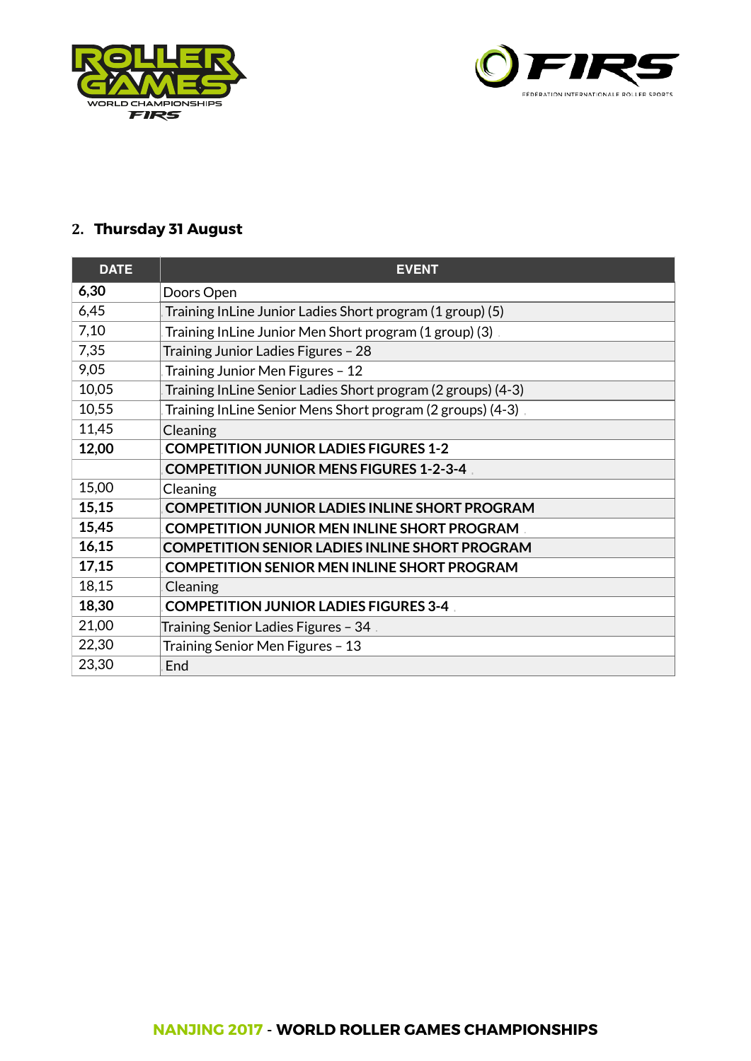## 2. Thursday 31 August

| DATE | EVENT |
|---|---|
| **6,30** | Doors Open |
| 6,45 | Training InLine Junior Ladies Short program (1 group) (5) |
| 7,10 | Training InLine Junior Men Short program (1 group) (3) |
| 7,35 | Training Junior Ladies Figures – 28 |
| 9,05 | Training Junior Men Figures – 12 |
| 10,05 | Training InLine Senior Ladies Short program (2 groups) (4-3) |
| 10,55 | Training InLine Senior Mens Short program (2 groups) (4-3) |
| 11,45 | Cleaning |
| **12,00** | **COMPETITION JUNIOR LADIES FIGURES 1-2** |
| | **COMPETITION JUNIOR MENS FIGURES 1-2-3-4** |
| 15,00 | Cleaning |
| **15,15** | **COMPETITION JUNIOR LADIES INLINE SHORT PROGRAM** |
| **15,45** | **COMPETITION JUNIOR MEN INLINE SHORT PROGRAM** |
| **16,15** | **COMPETITION SENIOR LADIES INLINE SHORT PROGRAM** |
| **17,15** | **COMPETITION SENIOR MEN INLINE SHORT PROGRAM** |
| 18,15 | Cleaning |
| **18,30** | **COMPETITION JUNIOR LADIES FIGURES 3-4** |
| 21,00 | Training Senior Ladies Figures – 34 |
| 22,30 | Training Senior Men Figures – 13 |
| 23,30 | End |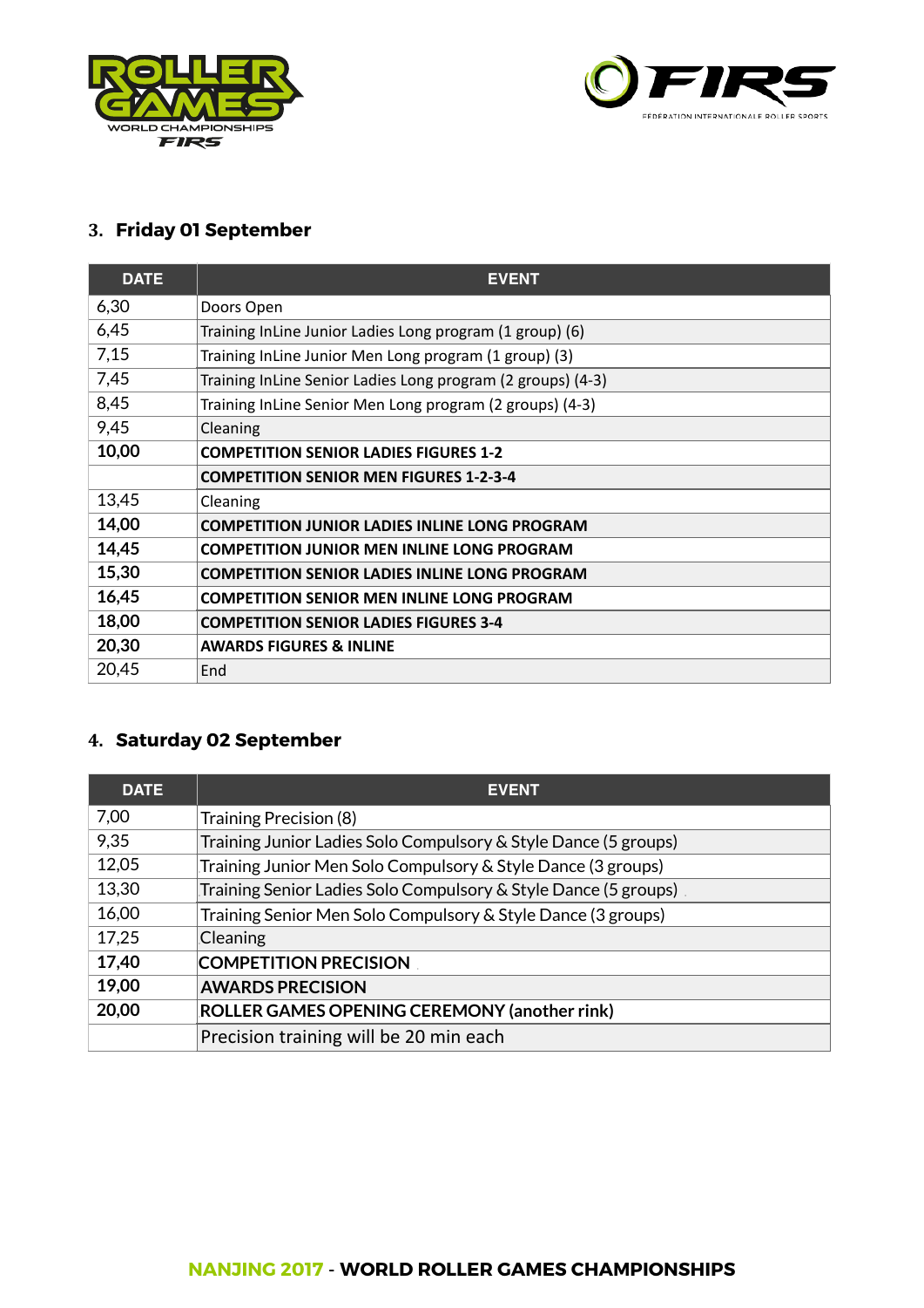## 3. Friday 01 September

| DATE | EVENT |
|---|---|
| 6,30 | Doors Open |
| 6,45 | Training InLine Junior Ladies Long program (1 group) (6) |
| 7,15 | Training InLine Junior Men Long program (1 group) (3) |
| 7,45 | Training InLine Senior Ladies Long program (2 groups) (4-3) |
| 8,45 | Training InLine Senior Men Long program (2 groups) (4-3) |
| 9,45 | Cleaning |
| **10,00** | **COMPETITION SENIOR LADIES FIGURES 1-2** |
| | **COMPETITION SENIOR MEN FIGURES 1-2-3-4** |
| 13,45 | Cleaning |
| **14,00** | **COMPETITION JUNIOR LADIES INLINE LONG PROGRAM** |
| **14,45** | **COMPETITION JUNIOR MEN INLINE LONG PROGRAM** |
| **15,30** | **COMPETITION SENIOR LADIES INLINE LONG PROGRAM** |
| **16,45** | **COMPETITION SENIOR MEN INLINE LONG PROGRAM** |
| **18,00** | **COMPETITION SENIOR LADIES FIGURES 3-4** |
| **20,30** | **AWARDS FIGURES & INLINE** |
| 20,45 | End |

## 4. Saturday 02 September

| DATE | EVENT |
|---|---|
| 7,00 | Training Precision (8) |
| 9,35 | Training Junior Ladies Solo Compulsory & Style Dance (5 groups) |
| 12,05 | Training Junior Men Solo Compulsory & Style Dance (3 groups) |
| 13,30 | Training Senior Ladies Solo Compulsory & Style Dance (5 groups) |
| 16,00 | Training Senior Men Solo Compulsory & Style Dance (3 groups) |
| 17,25 | Cleaning |
| **17,40** | **COMPETITION PRECISION** |
| **19,00** | **AWARDS PRECISION** |
| **20,00** | **ROLLER GAMES OPENING CEREMONY (another rink)** |
| | Precision training will be 20 min each |

**NANJING 2017 - WORLD ROLLER GAMES CHAMPIONSHIPS**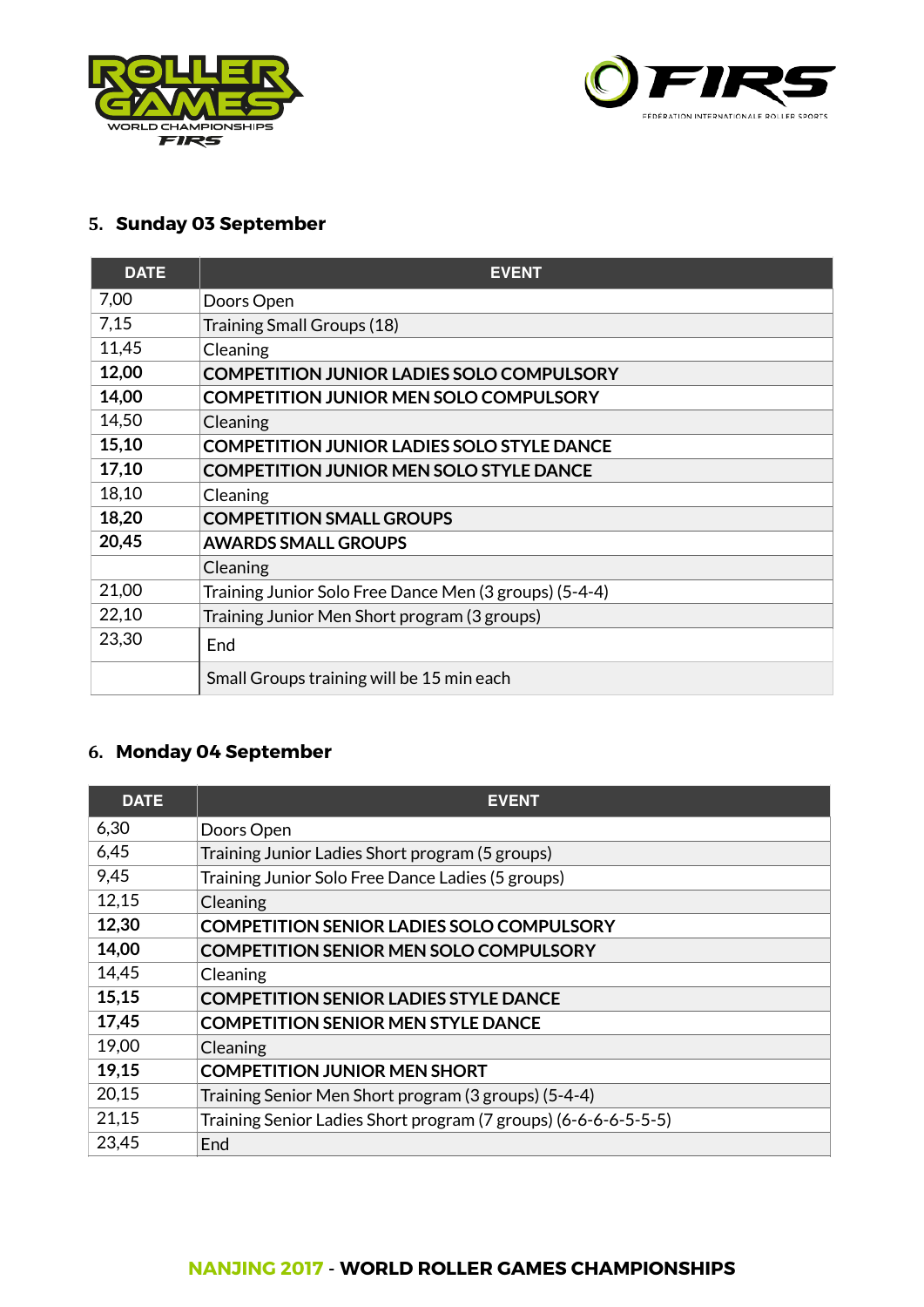## 5. Sunday 03 September

| DATE | EVENT |
|---|---|
| 7,00 | Doors Open |
| 7,15 | Training Small Groups (18) |
| 11,45 | Cleaning |
| **12,00** | **COMPETITION JUNIOR LADIES SOLO COMPULSORY** |
| **14,00** | **COMPETITION JUNIOR MEN SOLO COMPULSORY** |
| 14,50 | Cleaning |
| **15,10** | **COMPETITION JUNIOR LADIES SOLO STYLE DANCE** |
| **17,10** | **COMPETITION JUNIOR MEN SOLO STYLE DANCE** |
| 18,10 | Cleaning |
| **18,20** | **COMPETITION SMALL GROUPS** |
| **20,45** | **AWARDS SMALL GROUPS** |
| | Cleaning |
| 21,00 | Training Junior Solo Free Dance Men (3 groups) (5-4-4) |
| 22,10 | Training Junior Men Short program (3 groups) |
| 23,30 | End |
| | Small Groups training will be 15 min each |

## 6. Monday 04 September

| DATE | EVENT |
|---|---|
| 6,30 | Doors Open |
| 6,45 | Training Junior Ladies Short program (5 groups) |
| 9,45 | Training Junior Solo Free Dance Ladies (5 groups) |
| 12,15 | Cleaning |
| **12,30** | **COMPETITION SENIOR LADIES SOLO COMPULSORY** |
| **14,00** | **COMPETITION SENIOR MEN SOLO COMPULSORY** |
| 14,45 | Cleaning |
| **15,15** | **COMPETITION SENIOR LADIES STYLE DANCE** |
| **17,45** | **COMPETITION SENIOR MEN STYLE DANCE** |
| 19,00 | Cleaning |
| **19,15** | **COMPETITION JUNIOR MEN SHORT** |
| 20,15 | Training Senior Men Short program (3 groups) (5-4-4) |
| 21,15 | Training Senior Ladies Short program (7 groups) (6-6-6-6-5-5-5) |
| 23,45 | End |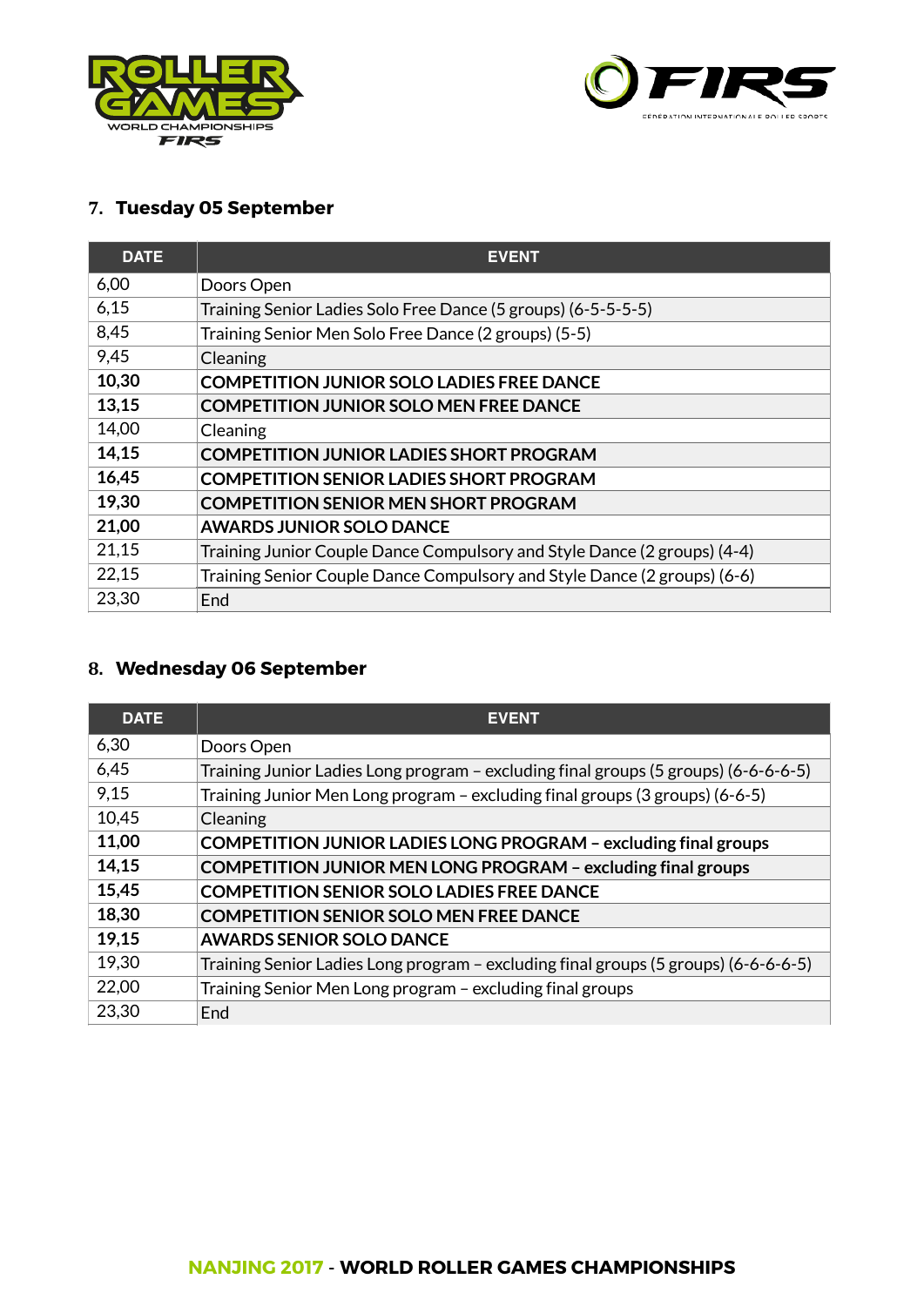## 7. Tuesday 05 September

| DATE | EVENT |
|---|---|
| 6,00 | Doors Open |
| 6,15 | Training Senior Ladies Solo Free Dance (5 groups) (6-5-5-5-5) |
| 8,45 | Training Senior Men Solo Free Dance (2 groups) (5-5) |
| 9,45 | Cleaning |
| **10,30** | **COMPETITION JUNIOR SOLO LADIES FREE DANCE** |
| **13,15** | **COMPETITION JUNIOR SOLO MEN FREE DANCE** |
| 14,00 | Cleaning |
| **14,15** | **COMPETITION JUNIOR LADIES SHORT PROGRAM** |
| **16,45** | **COMPETITION SENIOR LADIES SHORT PROGRAM** |
| **19,30** | **COMPETITION SENIOR MEN SHORT PROGRAM** |
| **21,00** | **AWARDS JUNIOR SOLO DANCE** |
| 21,15 | Training Junior Couple Dance Compulsory and Style Dance (2 groups) (4-4) |
| 22,15 | Training Senior Couple Dance Compulsory and Style Dance (2 groups) (6-6) |
| 23,30 | End |

## 8. Wednesday 06 September

| DATE | EVENT |
|---|---|
| 6,30 | Doors Open |
| 6,45 | Training Junior Ladies Long program – excluding final groups (5 groups) (6-6-6-6-5) |
| 9,15 | Training Junior Men Long program – excluding final groups (3 groups) (6-6-5) |
| 10,45 | Cleaning |
| **11,00** | **COMPETITION JUNIOR LADIES LONG PROGRAM – excluding final groups** |
| **14,15** | **COMPETITION JUNIOR MEN LONG PROGRAM – excluding final groups** |
| **15,45** | **COMPETITION SENIOR SOLO LADIES FREE DANCE** |
| **18,30** | **COMPETITION SENIOR SOLO MEN FREE DANCE** |
| **19,15** | **AWARDS SENIOR SOLO DANCE** |
| 19,30 | Training Senior Ladies Long program – excluding final groups (5 groups) (6-6-6-6-5) |
| 22,00 | Training Senior Men Long program – excluding final groups |
| 23,30 | End |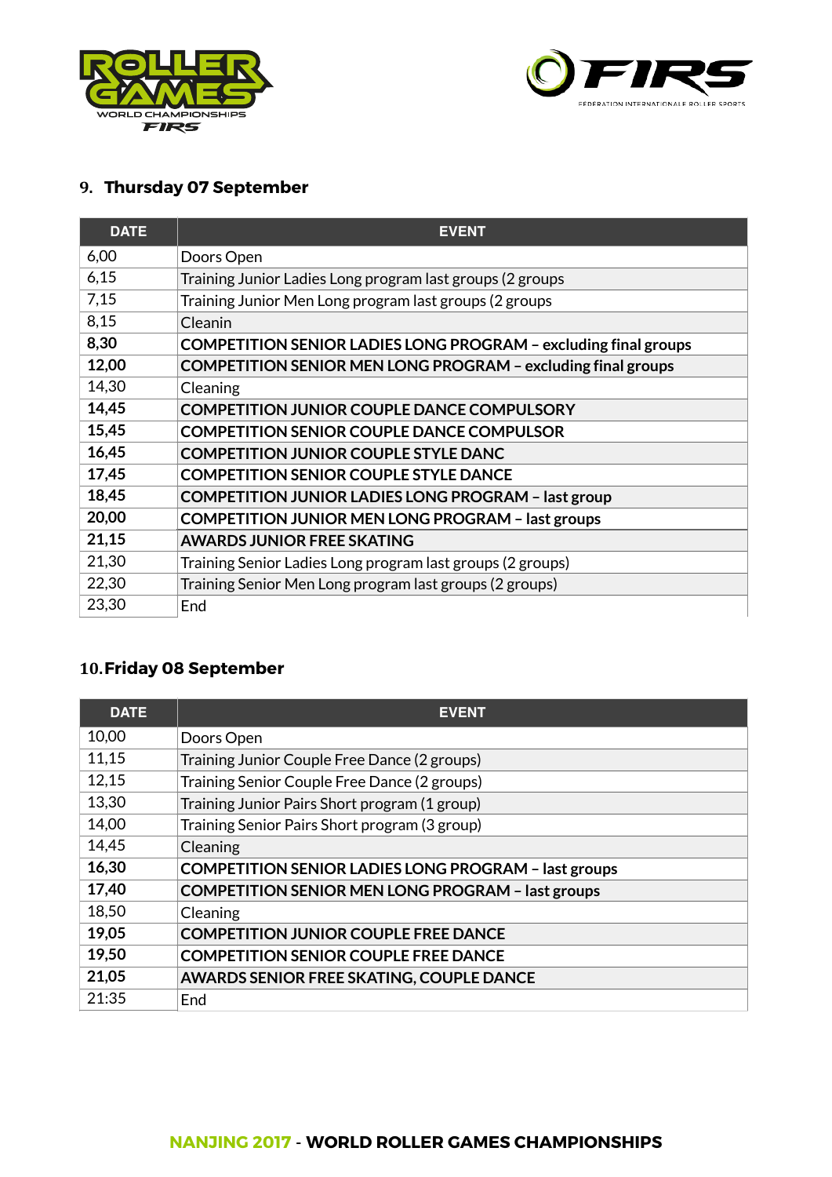## 9. Thursday 07 September

| DATE | EVENT |
|---|---|
| 6,00 | Doors Open |
| 6,15 | Training Junior Ladies Long program last groups (2 groups |
| 7,15 | Training Junior Men Long program last groups (2 groups |
| 8,15 | Cleanin |
| **8,30** | **COMPETITION SENIOR LADIES LONG PROGRAM – excluding final groups** |
| **12,00** | **COMPETITION SENIOR MEN LONG PROGRAM – excluding final groups** |
| 14,30 | Cleaning |
| **14,45** | **COMPETITION JUNIOR COUPLE DANCE COMPULSORY** |
| **15,45** | **COMPETITION SENIOR COUPLE DANCE COMPULSOR** |
| **16,45** | **COMPETITION JUNIOR COUPLE STYLE DANC** |
| **17,45** | **COMPETITION SENIOR COUPLE STYLE DANCE** |
| **18,45** | **COMPETITION JUNIOR LADIES LONG PROGRAM – last group** |
| **20,00** | **COMPETITION JUNIOR MEN LONG PROGRAM – last groups** |
| **21,15** | **AWARDS JUNIOR FREE SKATING** |
| 21,30 | Training Senior Ladies Long program last groups (2 groups) |
| 22,30 | Training Senior Men Long program last groups (2 groups) |
| 23,30 | End |

## 10. Friday 08 September

| DATE | EVENT |
|---|---|
| 10,00 | Doors Open |
| 11,15 | Training Junior Couple Free Dance (2 groups) |
| 12,15 | Training Senior Couple Free Dance (2 groups) |
| 13,30 | Training Junior Pairs Short program (1 group) |
| 14,00 | Training Senior Pairs Short program (3 group) |
| 14,45 | Cleaning |
| **16,30** | **COMPETITION SENIOR LADIES LONG PROGRAM – last groups** |
| **17,40** | **COMPETITION SENIOR MEN LONG PROGRAM – last groups** |
| 18,50 | Cleaning |
| **19,05** | **COMPETITION JUNIOR COUPLE FREE DANCE** |
| **19,50** | **COMPETITION SENIOR COUPLE FREE DANCE** |
| **21,05** | **AWARDS SENIOR FREE SKATING, COUPLE DANCE** |
| 21:35 | End |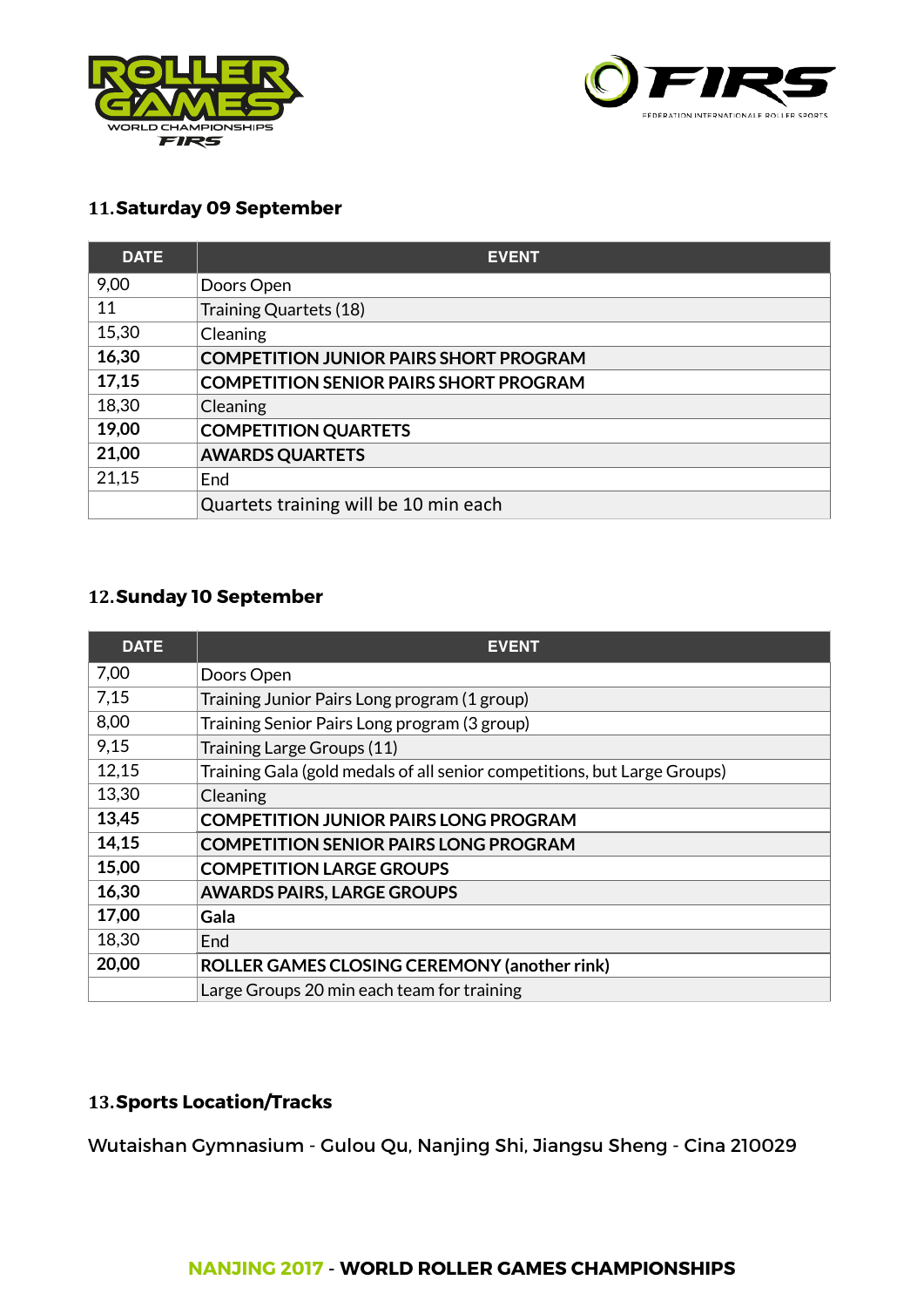## 11. Saturday 09 September

| DATE | EVENT |
|---|---|
| 9,00 | Doors Open |
| 11 | Training Quartets (18) |
| 15,30 | Cleaning |
| **16,30** | **COMPETITION JUNIOR PAIRS SHORT PROGRAM** |
| **17,15** | **COMPETITION SENIOR PAIRS SHORT PROGRAM** |
| 18,30 | Cleaning |
| **19,00** | **COMPETITION QUARTETS** |
| **21,00** | **AWARDS QUARTETS** |
| 21,15 | End |
| | Quartets training will be 10 min each |

## 12. Sunday 10 September

| DATE | EVENT |
|---|---|
| 7,00 | Doors Open |
| 7,15 | Training Junior Pairs Long program (1 group) |
| 8,00 | Training Senior Pairs Long program (3 group) |
| 9,15 | Training Large Groups (11) |
| 12,15 | Training Gala (gold medals of all senior competitions, but Large Groups) |
| 13,30 | Cleaning |
| **13,45** | **COMPETITION JUNIOR PAIRS LONG PROGRAM** |
| **14,15** | **COMPETITION SENIOR PAIRS LONG PROGRAM** |
| **15,00** | **COMPETITION LARGE GROUPS** |
| **16,30** | **AWARDS PAIRS, LARGE GROUPS** |
| **17,00** | **Gala** |
| 18,30 | End |
| **20,00** | **ROLLER GAMES CLOSING CEREMONY (another rink)** |
| | Large Groups 20 min each team for training |

## 13. Sports Location/Tracks

Wutaishan Gymnasium - Gulou Qu, Nanjing Shi, Jiangsu Sheng - Cina 210029